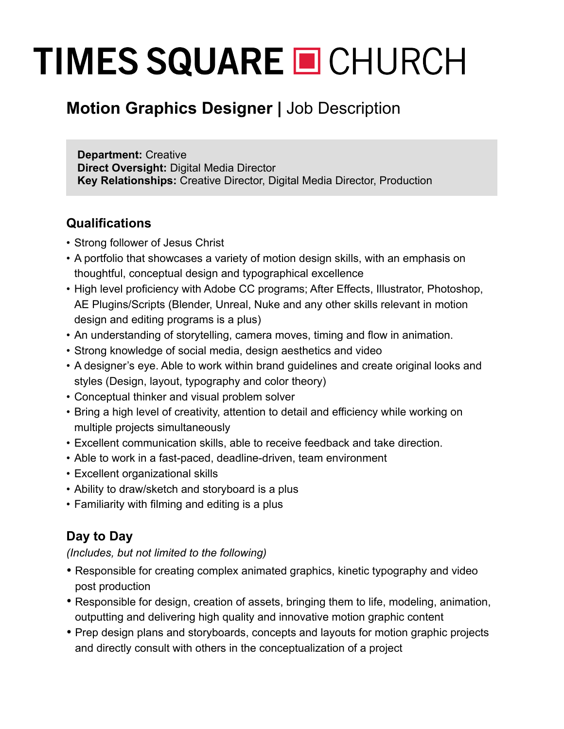# TIMES SQUARE ■ CHURCH

## **Motion Graphics Designer |** Job Description

**Department:** Creative
**Direct Oversight:** Digital Media Director
**Key Relationships:** Creative Director, Digital Media Director, Production

### Qualifications

- Strong follower of Jesus Christ
- A portfolio that showcases a variety of motion design skills, with an emphasis on thoughtful, conceptual design and typographical excellence
- High level proficiency with Adobe CC programs; After Effects, Illustrator, Photoshop, AE Plugins/Scripts (Blender, Unreal, Nuke and any other skills relevant in motion design and editing programs is a plus)
- An understanding of storytelling, camera moves, timing and flow in animation.
- Strong knowledge of social media, design aesthetics and video
- A designer's eye. Able to work within brand guidelines and create original looks and styles (Design, layout, typography and color theory)
- Conceptual thinker and visual problem solver
- Bring a high level of creativity, attention to detail and efficiency while working on multiple projects simultaneously
- Excellent communication skills, able to receive feedback and take direction.
- Able to work in a fast-paced, deadline-driven, team environment
- Excellent organizational skills
- Ability to draw/sketch and storyboard is a plus
- Familiarity with filming and editing is a plus

### Day to Day

*(Includes, but not limited to the following)*

- Responsible for creating complex animated graphics, kinetic typography and video post production
- Responsible for design, creation of assets, bringing them to life, modeling, animation, outputting and delivering high quality and innovative motion graphic content
- Prep design plans and storyboards, concepts and layouts for motion graphic projects and directly consult with others in the conceptualization of a project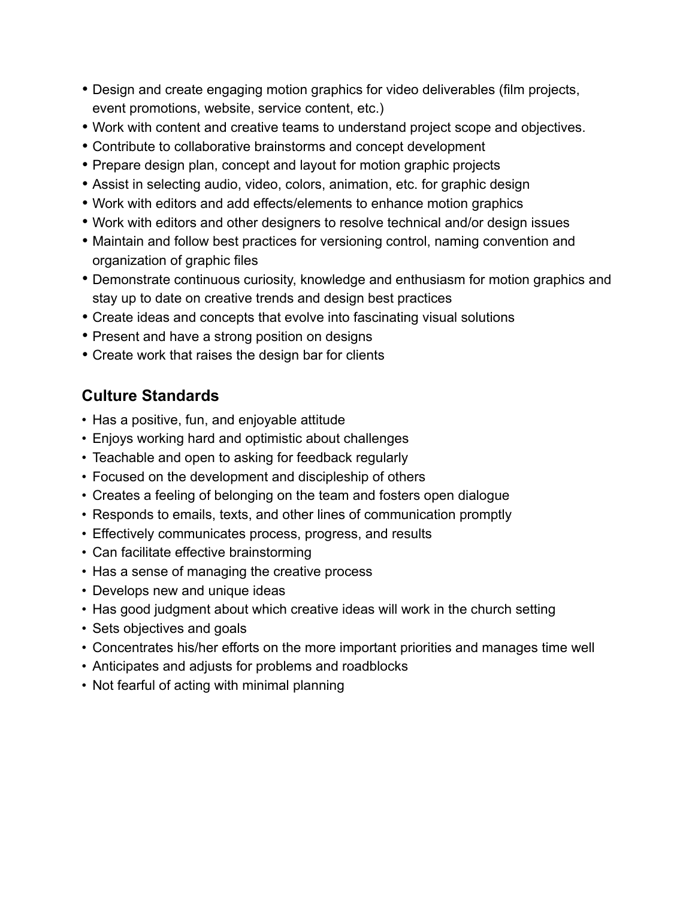- Design and create engaging motion graphics for video deliverables (film projects, event promotions, website, service content, etc.)
- Work with content and creative teams to understand project scope and objectives.
- Contribute to collaborative brainstorms and concept development
- Prepare design plan, concept and layout for motion graphic projects
- Assist in selecting audio, video, colors, animation, etc. for graphic design
- Work with editors and add effects/elements to enhance motion graphics
- Work with editors and other designers to resolve technical and/or design issues
- Maintain and follow best practices for versioning control, naming convention and organization of graphic files
- Demonstrate continuous curiosity, knowledge and enthusiasm for motion graphics and stay up to date on creative trends and design best practices
- Create ideas and concepts that evolve into fascinating visual solutions
- Present and have a strong position on designs
- Create work that raises the design bar for clients

## Culture Standards

- Has a positive, fun, and enjoyable attitude
- Enjoys working hard and optimistic about challenges
- Teachable and open to asking for feedback regularly
- Focused on the development and discipleship of others
- Creates a feeling of belonging on the team and fosters open dialogue
- Responds to emails, texts, and other lines of communication promptly
- Effectively communicates process, progress, and results
- Can facilitate effective brainstorming
- Has a sense of managing the creative process
- Develops new and unique ideas
- Has good judgment about which creative ideas will work in the church setting
- Sets objectives and goals
- Concentrates his/her efforts on the more important priorities and manages time well
- Anticipates and adjusts for problems and roadblocks
- Not fearful of acting with minimal planning